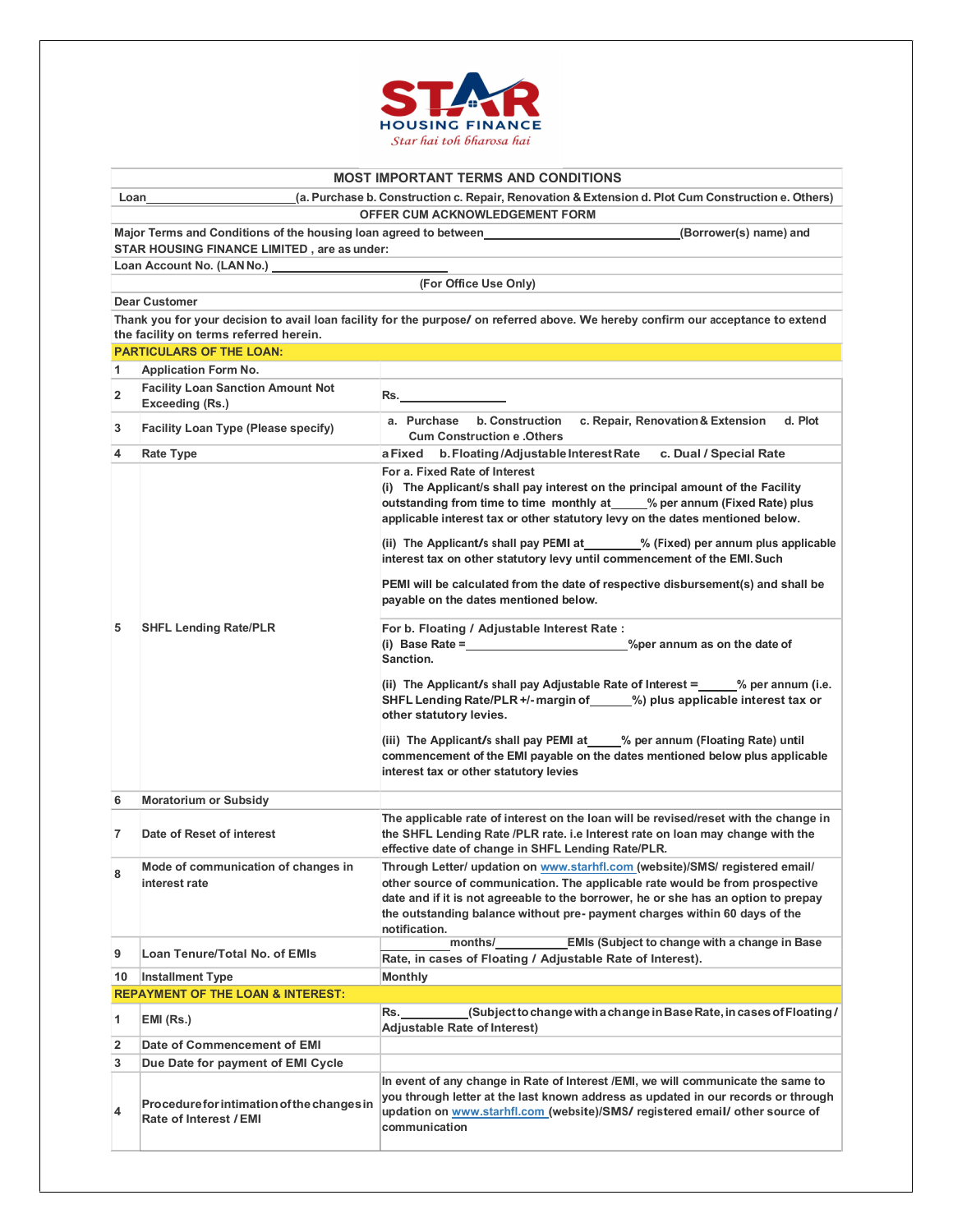**STAR HOUSING FINANCE**

*Star hai toh bharosa hai*

## MOST IMPORTANT TERMS AND CONDITIONS

Loan______________________(a. Purchase b. Construction c. Repair, Renovation & Extension d. Plot Cum Construction e. Others)

### OFFER CUM ACKNOWLEDGEMENT FORM

Major Terms and Conditions of the housing loan agreed to between_______________________________(Borrower(s) name) and STAR HOUSING FINANCE LIMITED , are as under:

Loan Account No. (LAN No.) ___________________________

(For Office Use Only)

Dear Customer

Thank you for your decision to avail loan facility for the purpose/ on referred above. We hereby confirm our acceptance to extend the facility on terms referred herein.

**PARTICULARS OF THE LOAN:**

| | | |
|---|---|---|
| 1 | Application Form No. | |
| 2 | Facility Loan Sanction Amount Not Exceeding (Rs.) | Rs.______________ |
| 3 | Facility Loan Type (Please specify) | a. Purchase b. Construction c. Repair, Renovation & Extension d. Plot Cum Construction e .Others |
| 4 | Rate Type | a Fixed b. Floating /Adjustable Interest Rate c. Dual / Special Rate |
| 5 | SHFL Lending Rate/PLR | For a. Fixed Rate of Interest<br>(i) The Applicant/s shall pay interest on the principal amount of the Facility outstanding from time to time monthly at______% per annum (Fixed Rate) plus applicable interest tax or other statutory levy on the dates mentioned below.<br>(ii) The Applicant/s shall pay PEMI at_________% (Fixed) per annum plus applicable interest tax on other statutory levy until commencement of the EMI. Such<br>PEMI will be calculated from the date of respective disbursement(s) and shall be payable on the dates mentioned below.<br>For b. Floating / Adjustable Interest Rate :<br>(i) Base Rate =__________________________%per annum as on the date of Sanction.<br>(ii) The Applicant/s shall pay Adjustable Rate of Interest =______% per annum (i.e. SHFL Lending Rate/PLR +/- margin of_______%) plus applicable interest tax or other statutory levies.<br>(iii) The Applicant/s shall pay PEMI at_____% per annum (Floating Rate) until commencement of the EMI payable on the dates mentioned below plus applicable interest tax or other statutory levies |
| 6 | Moratorium or Subsidy | |
| 7 | Date of Reset of interest | The applicable rate of interest on the loan will be revised/reset with the change in the SHFL Lending Rate /PLR rate. i.e Interest rate on loan may change with the effective date of change in SHFL Lending Rate/PLR. |
| 8 | Mode of communication of changes in interest rate | Through Letter/ updation on www.starhfl.com (website)/SMS/ registered email/ other source of communication. The applicable rate would be from prospective date and if it is not agreeable to the borrower, he or she has an option to prepay the outstanding balance without pre- payment charges within 60 days of the notification. |
| 9 | Loan Tenure/Total No. of EMIs | __________months/___________EMIs (Subject to change with a change in Base Rate, in cases of Floating / Adjustable Rate of Interest). |
| 10 | Installment Type | Monthly |

**REPAYMENT OF THE LOAN & INTEREST:**

| | | |
|---|---|---|
| 1 | EMI (Rs.) | Rs.__________(Subject to change with a change in Base Rate, in cases of Floating / Adjustable Rate of Interest) |
| 2 | Date of Commencement of EMI | |
| 3 | Due Date for payment of EMI Cycle | |
| 4 | Procedure for intimation of the changes in Rate of Interest / EMI | In event of any change in Rate of Interest /EMI, we will communicate the same to you through letter at the last known address as updated in our records or through updation on www.starhfl.com (website)/SMS/ registered email/ other source of communication |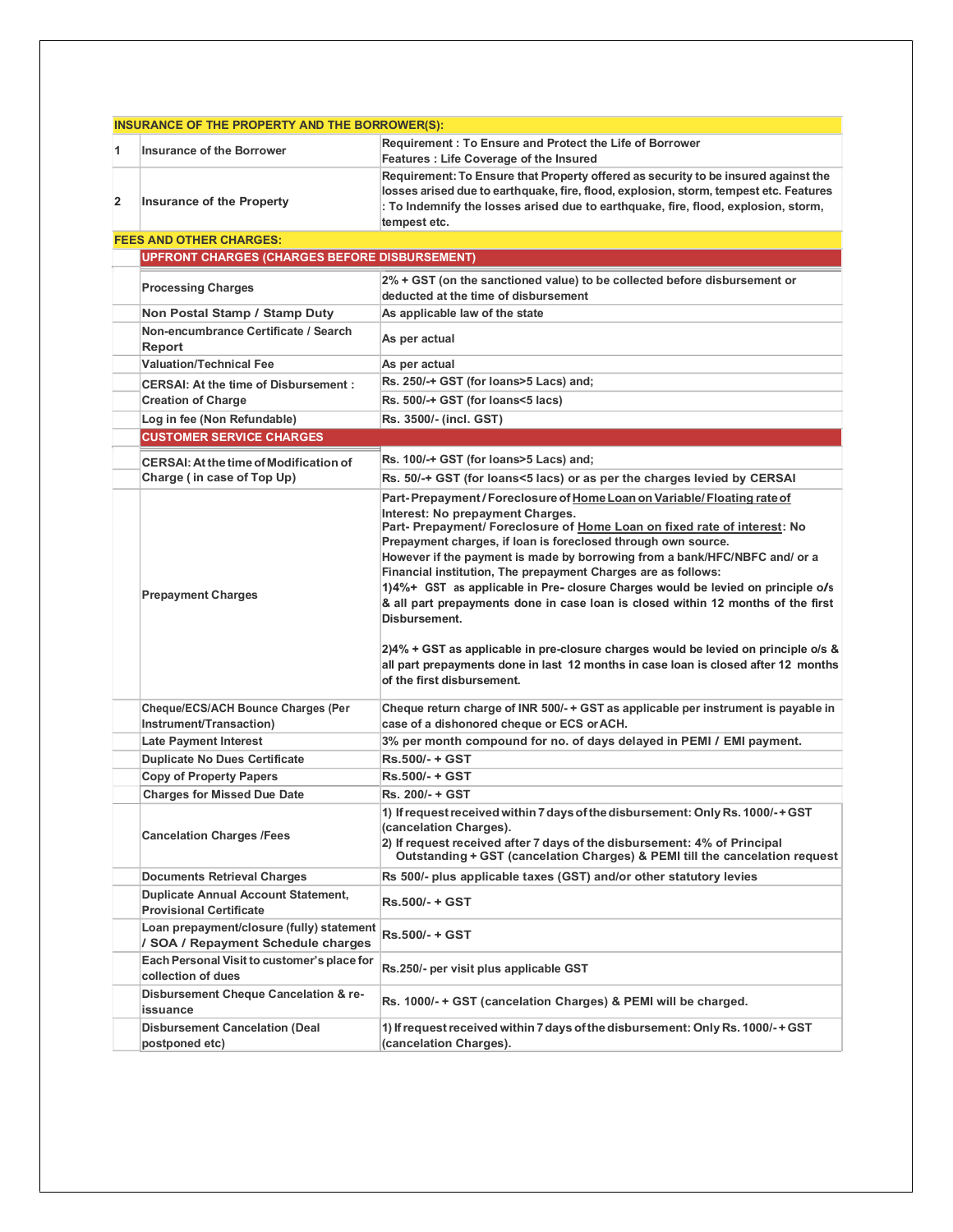| | | |
|---|---|---|
| **INSURANCE OF THE PROPERTY AND THE BORROWER(S):** | | |
| 1 | Insurance of the Borrower | Requirement : To Ensure and Protect the Life of Borrower<br>Features : Life Coverage of the Insured |
| 2 | Insurance of the Property | Requirement: To Ensure that Property offered as security to be insured against the losses arised due to earthquake, fire, flood, explosion, storm, tempest etc. Features : To Indemnify the losses arised due to earthquake, fire, flood, explosion, storm, tempest etc. |
| **FEES AND OTHER CHARGES:** | | |
| | **UPFRONT CHARGES (CHARGES BEFORE DISBURSEMENT)** | |
| | Processing Charges | 2% + GST (on the sanctioned value) to be collected before disbursement or deducted at the time of disbursement |
| | Non Postal Stamp / Stamp Duty | As applicable law of the state |
| | Non-encumbrance Certificate / Search Report | As per actual |
| | Valuation/Technical Fee | As per actual |
| | CERSAI: At the time of Disbursement : Creation of Charge | Rs. 250/-+ GST (for loans>5 Lacs) and;<br>Rs. 500/-+ GST (for loans<5 lacs) |
| | Log in fee (Non Refundable) | Rs. 3500/- (incl. GST) |
| | **CUSTOMER SERVICE CHARGES** | |
| | CERSAI: At the time of Modification of Charge ( in case of Top Up) | Rs. 100/-+ GST (for loans>5 Lacs) and;<br>Rs. 50/-+ GST (for loans<5 lacs) or as per the charges levied by CERSAI |
| | Prepayment Charges | Part- Prepayment / Foreclosure of Home Loan on Variable/ Floating rate of Interest: No prepayment Charges.<br>Part- Prepayment/ Foreclosure of Home Loan on fixed rate of interest: No Prepayment charges, if loan is foreclosed through own source.<br>However if the payment is made by borrowing from a bank/HFC/NBFC and/ or a Financial institution, The prepayment Charges are as follows:<br>1)4%+ GST as applicable in Pre- closure Charges would be levied on principle o/s & all part prepayments done in case loan is closed within 12 months of the first Disbursement.<br><br>2)4% + GST as applicable in pre-closure charges would be levied on principle o/s & all part prepayments done in last 12 months in case loan is closed after 12 months of the first disbursement. |
| | Cheque/ECS/ACH Bounce Charges (Per Instrument/Transaction) | Cheque return charge of INR 500/- + GST as applicable per instrument is payable in case of a dishonored cheque or ECS or ACH. |
| | Late Payment Interest | 3% per month compound for no. of days delayed in PEMI / EMI payment. |
| | Duplicate No Dues Certificate | Rs.500/- + GST |
| | Copy of Property Papers | Rs.500/- + GST |
| | Charges for Missed Due Date | Rs. 200/- + GST |
| | Cancelation Charges /Fees | 1) If request received within 7 days of the disbursement: Only Rs. 1000/- + GST (cancelation Charges).<br>2) If request received after 7 days of the disbursement: 4% of Principal Outstanding + GST (cancelation Charges) & PEMI till the cancelation request |
| | Documents Retrieval Charges | Rs 500/- plus applicable taxes (GST) and/or other statutory levies |
| | Duplicate Annual Account Statement, Provisional Certificate | Rs.500/- + GST |
| | Loan prepayment/closure (fully) statement / SOA / Repayment Schedule charges | Rs.500/- + GST |
| | Each Personal Visit to customer's place for collection of dues | Rs.250/- per visit plus applicable GST |
| | Disbursement Cheque Cancelation & re-issuance | Rs. 1000/- + GST (cancelation Charges) & PEMI will be charged. |
| | Disbursement Cancelation (Deal postponed etc) | 1) If request received within 7 days of the disbursement: Only Rs. 1000/- + GST (cancelation Charges). |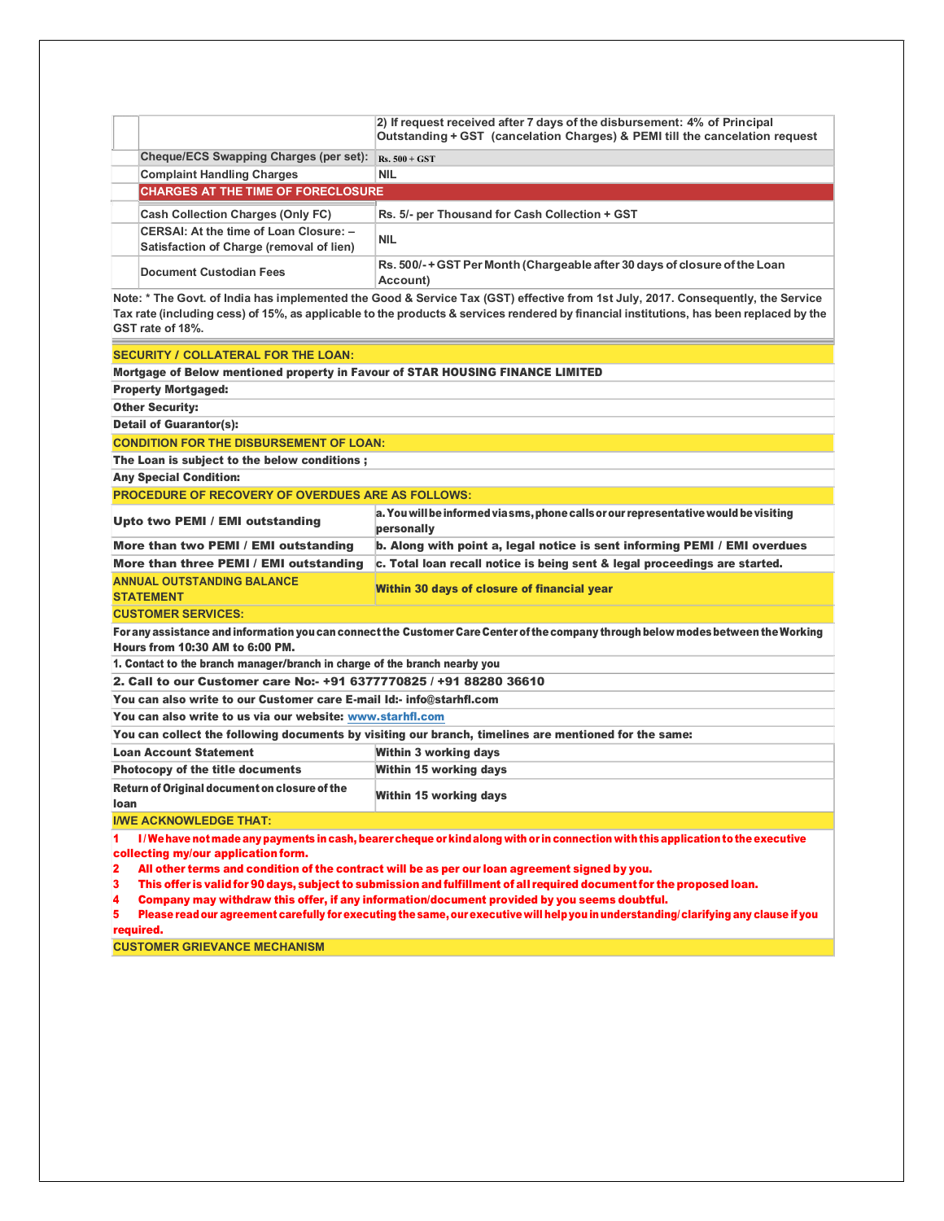| | | |
|---|---|---|
| | | 2) If request received after 7 days of the disbursement: 4% of Principal Outstanding + GST (cancelation Charges) & PEMI till the cancelation request |
| | Cheque/ECS Swapping Charges (per set): | Rs. 500 + GST |
| | Complaint Handling Charges | NIL |
| | **CHARGES AT THE TIME OF FORECLOSURE** | |
| | Cash Collection Charges (Only FC) | Rs. 5/- per Thousand for Cash Collection + GST |
| | CERSAI: At the time of Loan Closure: – Satisfaction of Charge (removal of lien) | NIL |
| | Document Custodian Fees | Rs. 500/- + GST Per Month (Chargeable after 30 days of closure of the Loan Account) |

Note: * The Govt. of India has implemented the Good & Service Tax (GST) effective from 1st July, 2017. Consequently, the Service Tax rate (including cess) of 15%, as applicable to the products & services rendered by financial institutions, has been replaced by the GST rate of 18%.

**SECURITY / COLLATERAL FOR THE LOAN:**

**Mortgage of Below mentioned property in Favour of STAR HOUSING FINANCE LIMITED**

**Property Mortgaged:**

**Other Security:**

**Detail of Guarantor(s):**

**CONDITION FOR THE DISBURSEMENT OF LOAN:**

**The Loan is subject to the below conditions ;**

**Any Special Condition:**

**PROCEDURE OF RECOVERY OF OVERDUES ARE AS FOLLOWS:**

| | |
|---|---|
| **Upto two PEMI / EMI outstanding** | **a. You will be informed via sms, phone calls or our representative would be visiting personally** |
| **More than two PEMI / EMI outstanding** | **b. Along with point a, legal notice is sent informing PEMI / EMI overdues** |
| **More than three PEMI / EMI outstanding** | **c. Total loan recall notice is being sent & legal proceedings are started.** |
| **ANNUAL OUTSTANDING BALANCE STATEMENT** | **Within 30 days of closure of financial year** |

**CUSTOMER SERVICES:**

**For any assistance and information you can connect the Customer Care Center of the company through below modes between the Working Hours from 10:30 AM to 6:00 PM.**

**1. Contact to the branch manager/branch in charge of the branch nearby you**

**2. Call to our Customer care No:- +91 6377770825 / +91 88280 36610**

**You can also write to our Customer care E-mail Id:- info@starhfl.com**

**You can also write to us via our website: www.starhfl.com**

**You can collect the following documents by visiting our branch, timelines are mentioned for the same:**

| | |
|---|---|
| **Loan Account Statement** | **Within 3 working days** |
| **Photocopy of the title documents** | **Within 15 working days** |
| **Return of Original document on closure of the loan** | **Within 15 working days** |

**I/WE ACKNOWLEDGE THAT:**

1. **I / We have not made any payments in cash, bearer cheque or kind along with or in connection with this application to the executive collecting my/our application form.**
2. **All other terms and condition of the contract will be as per our loan agreement signed by you.**
3. **This offer is valid for 90 days, subject to submission and fulfillment of all required document for the proposed loan.**
4. **Company may withdraw this offer, if any information/document provided by you seems doubtful.**
5. **Please read our agreement carefully for executing the same, our executive will help you in understanding/ clarifying any clause if you required.**

**CUSTOMER GRIEVANCE MECHANISM**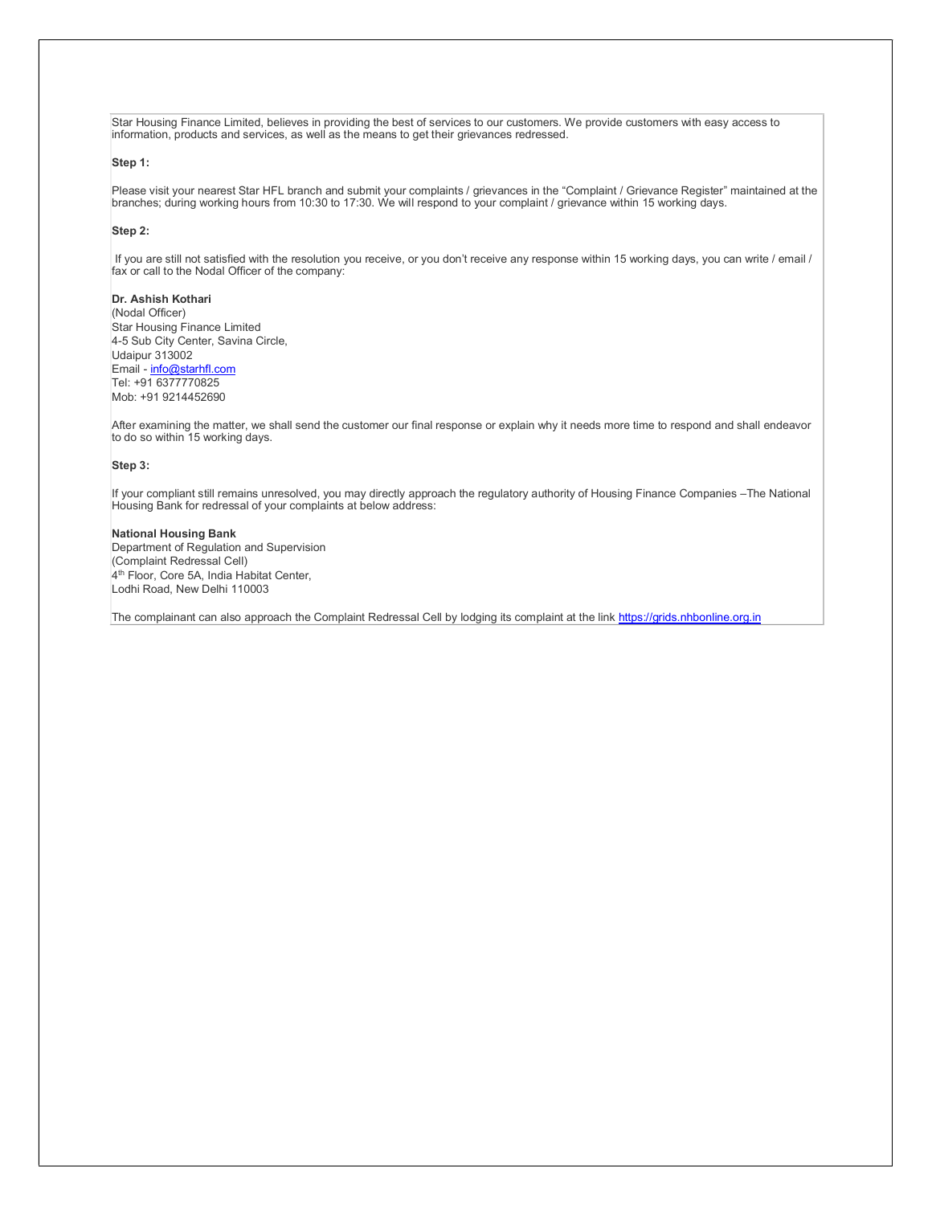Star Housing Finance Limited, believes in providing the best of services to our customers. We provide customers with easy access to information, products and services, as well as the means to get their grievances redressed.

**Step 1:**

Please visit your nearest Star HFL branch and submit your complaints / grievances in the "Complaint / Grievance Register" maintained at the branches; during working hours from 10:30 to 17:30. We will respond to your complaint / grievance within 15 working days.

**Step 2:**

If you are still not satisfied with the resolution you receive, or you don't receive any response within 15 working days, you can write / email / fax or call to the Nodal Officer of the company:

**Dr. Ashish Kothari**
(Nodal Officer)
Star Housing Finance Limited
4-5 Sub City Center, Savina Circle,
Udaipur 313002
Email - info@starhfl.com
Tel: +91 6377770825
Mob: +91 9214452690

After examining the matter, we shall send the customer our final response or explain why it needs more time to respond and shall endeavor to do so within 15 working days.

**Step 3:**

If your compliant still remains unresolved, you may directly approach the regulatory authority of Housing Finance Companies –The National Housing Bank for redressal of your complaints at below address:

**National Housing Bank**
Department of Regulation and Supervision
(Complaint Redressal Cell)
4th Floor, Core 5A, India Habitat Center,
Lodhi Road, New Delhi 110003

The complainant can also approach the Complaint Redressal Cell by lodging its complaint at the link https://grids.nhbonline.org.in